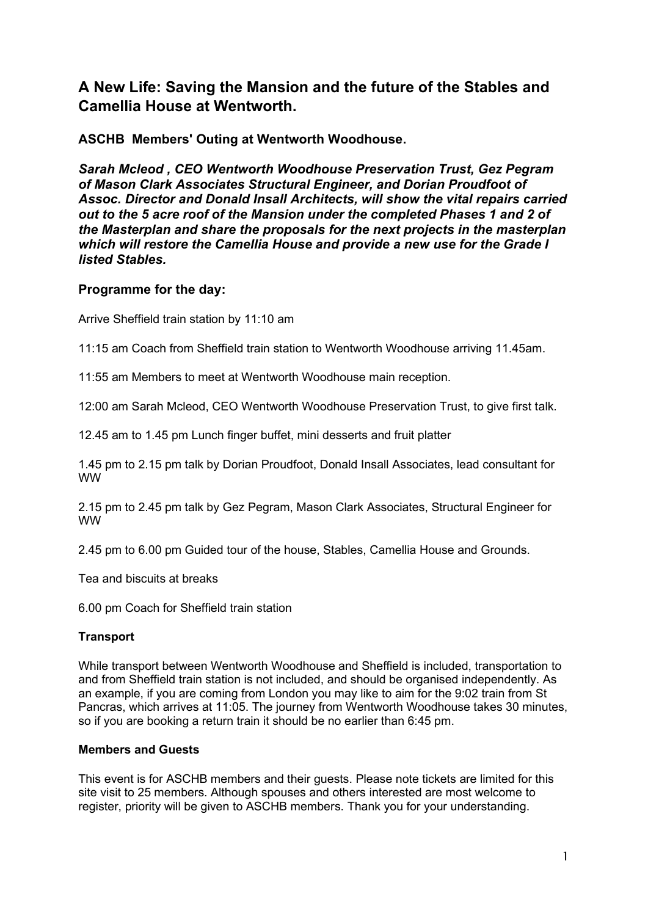# A New Life: Saving the Mansion and the future of the Stables and Camellia House at Wentworth.

### ASCHB  Members' Outing at Wentworth Woodhouse.

***Sarah Mcleod , CEO Wentworth Woodhouse Preservation Trust, Gez Pegram of Mason Clark Associates Structural Engineer, and Dorian Proudfoot of Assoc. Director and Donald Insall Architects, will show the vital repairs carried out to the 5 acre roof of the Mansion under the completed Phases 1 and 2 of the Masterplan and share the proposals for the next projects in the masterplan which will restore the Camellia House and provide a new use for the Grade I listed Stables.***

## Programme for the day:

Arrive Sheffield train station by 11:10 am

11:15 am Coach from Sheffield train station to Wentworth Woodhouse arriving 11.45am.

11:55 am Members to meet at Wentworth Woodhouse main reception.

12:00 am Sarah Mcleod, CEO Wentworth Woodhouse Preservation Trust, to give first talk.

12.45 am to 1.45 pm Lunch finger buffet, mini desserts and fruit platter

1.45 pm to 2.15 pm talk by Dorian Proudfoot, Donald Insall Associates, lead consultant for WW

2.15 pm to 2.45 pm talk by Gez Pegram, Mason Clark Associates, Structural Engineer for WW

2.45 pm to 6.00 pm Guided tour of the house, Stables, Camellia House and Grounds.

Tea and biscuits at breaks

6.00 pm Coach for Sheffield train station

**Transport**

While transport between Wentworth Woodhouse and Sheffield is included, transportation to and from Sheffield train station is not included, and should be organised independently. As an example, if you are coming from London you may like to aim for the 9:02 train from St Pancras, which arrives at 11:05. The journey from Wentworth Woodhouse takes 30 minutes, so if you are booking a return train it should be no earlier than 6:45 pm.

**Members and Guests**

This event is for ASCHB members and their guests. Please note tickets are limited for this site visit to 25 members. Although spouses and others interested are most welcome to register, priority will be given to ASCHB members. Thank you for your understanding.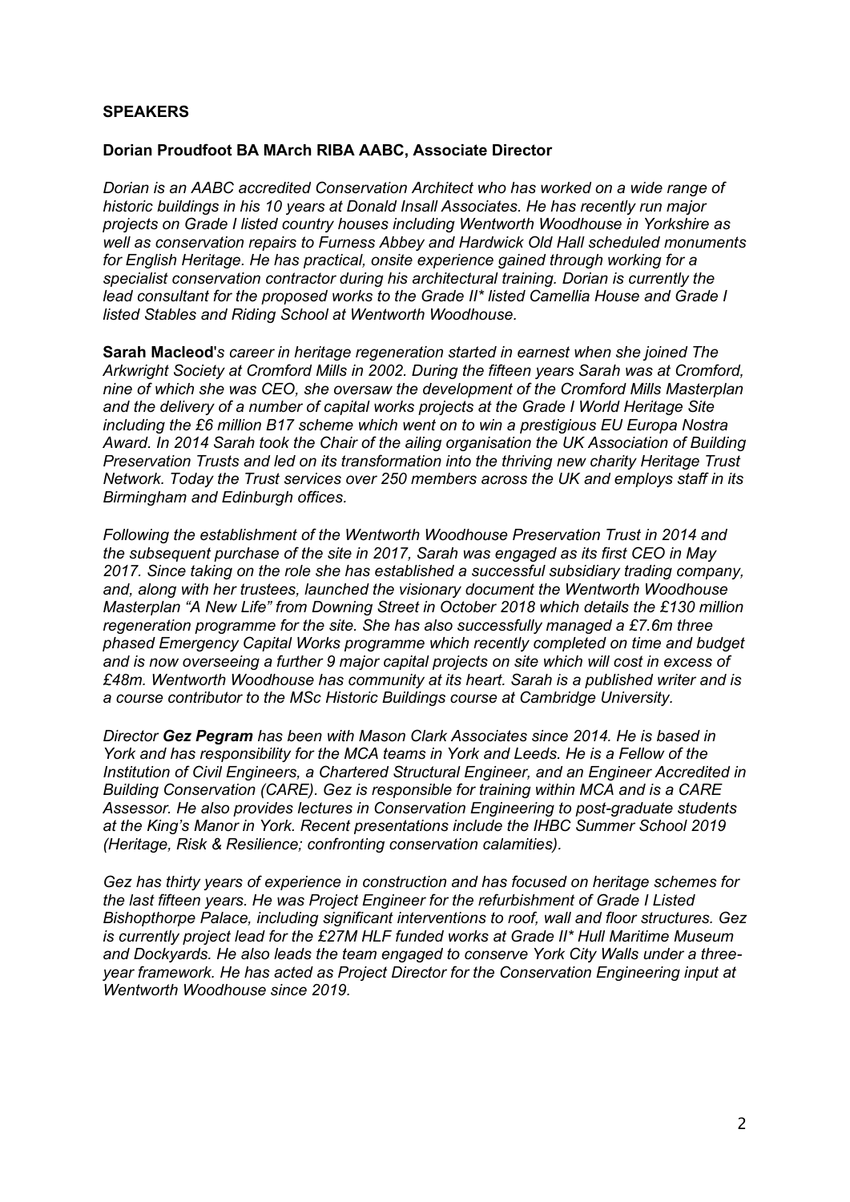**SPEAKERS**

**Dorian Proudfoot BA MArch RIBA AABC, Associate Director**

*Dorian is an AABC accredited Conservation Architect who has worked on a wide range of historic buildings in his 10 years at Donald Insall Associates. He has recently run major projects on Grade I listed country houses including Wentworth Woodhouse in Yorkshire as well as conservation repairs to Furness Abbey and Hardwick Old Hall scheduled monuments for English Heritage. He has practical, onsite experience gained through working for a specialist conservation contractor during his architectural training. Dorian is currently the lead consultant for the proposed works to the Grade II\* listed Camellia House and Grade I listed Stables and Riding School at Wentworth Woodhouse.*

**Sarah Macleod***'s career in heritage regeneration started in earnest when she joined The Arkwright Society at Cromford Mills in 2002. During the fifteen years Sarah was at Cromford, nine of which she was CEO, she oversaw the development of the Cromford Mills Masterplan and the delivery of a number of capital works projects at the Grade I World Heritage Site including the £6 million B17 scheme which went on to win a prestigious EU Europa Nostra Award. In 2014 Sarah took the Chair of the ailing organisation the UK Association of Building Preservation Trusts and led on its transformation into the thriving new charity Heritage Trust Network. Today the Trust services over 250 members across the UK and employs staff in its Birmingham and Edinburgh offices.*

*Following the establishment of the Wentworth Woodhouse Preservation Trust in 2014 and the subsequent purchase of the site in 2017, Sarah was engaged as its first CEO in May 2017. Since taking on the role she has established a successful subsidiary trading company, and, along with her trustees, launched the visionary document the Wentworth Woodhouse Masterplan "A New Life" from Downing Street in October 2018 which details the £130 million regeneration programme for the site. She has also successfully managed a £7.6m three phased Emergency Capital Works programme which recently completed on time and budget and is now overseeing a further 9 major capital projects on site which will cost in excess of £48m. Wentworth Woodhouse has community at its heart. Sarah is a published writer and is a course contributor to the MSc Historic Buildings course at Cambridge University.*

*Director* ***Gez Pegram*** *has been with Mason Clark Associates since 2014. He is based in York and has responsibility for the MCA teams in York and Leeds. He is a Fellow of the Institution of Civil Engineers, a Chartered Structural Engineer, and an Engineer Accredited in Building Conservation (CARE). Gez is responsible for training within MCA and is a CARE Assessor. He also provides lectures in Conservation Engineering to post-graduate students at the King's Manor in York. Recent presentations include the IHBC Summer School 2019 (Heritage, Risk & Resilience; confronting conservation calamities).*

*Gez has thirty years of experience in construction and has focused on heritage schemes for the last fifteen years. He was Project Engineer for the refurbishment of Grade I Listed Bishopthorpe Palace, including significant interventions to roof, wall and floor structures. Gez is currently project lead for the £27M HLF funded works at Grade II\* Hull Maritime Museum and Dockyards. He also leads the team engaged to conserve York City Walls under a three-year framework. He has acted as Project Director for the Conservation Engineering input at Wentworth Woodhouse since 2019.*